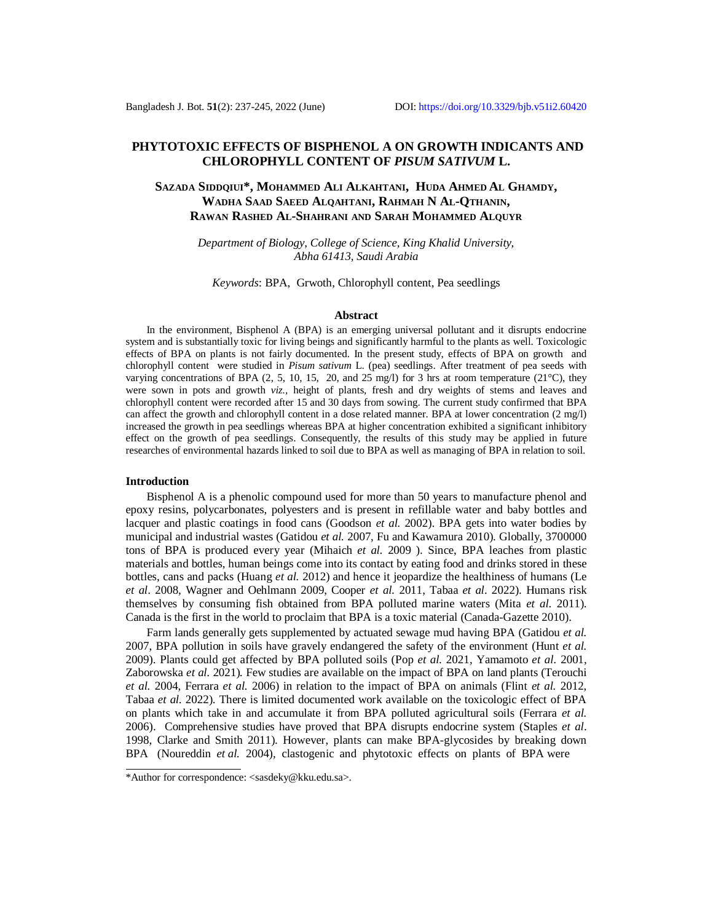# PHYTOTOXIC EFFECTS OF BISPHENOL A ON GROWTH INDICANTS AND CHLOROPHYLL CONTENT OF *PISUM SATIVUM* L.

**SAZADA SIDDIQUI\*, MOHAMMED ALI ALKAHTANI, HUDA AHMED AL GHAMDY, WADHA SAAD SAEED ALQAHTANI, RAHMAH N AL-QTHANIN, RAWAN RASHED AL-SHAHRANI AND SARAH MOHAMMED ALQUYR**

*Department of Biology, College of Science, King Khalid University, Abha 61413, Saudi Arabia*

*Keywords*: BPA, Grwoth, Chlorophyll content, Pea seedlings

## Abstract

In the environment, Bisphenol A (BPA) is an emerging universal pollutant and it disrupts endocrine system and is substantially toxic for living beings and significantly harmful to the plants as well. Toxicologic effects of BPA on plants is not fairly documented. In the present study, effects of BPA on growth and chlorophyll content were studied in *Pisum sativum* L. (pea) seedlings. After treatment of pea seeds with varying concentrations of BPA (2, 5, 10, 15, 20, and 25 mg/l) for 3 hrs at room temperature (21°C), they were sown in pots and growth *viz.,* height of plants, fresh and dry weights of stems and leaves and chlorophyll content were recorded after 15 and 30 days from sowing. The current study confirmed that BPA can affect the growth and chlorophyll content in a dose related manner. BPA at lower concentration (2 mg/l) increased the growth in pea seedlings whereas BPA at higher concentration exhibited a significant inhibitory effect on the growth of pea seedlings. Consequently, the results of this study may be applied in future researches of environmental hazards linked to soil due to BPA as well as managing of BPA in relation to soil.

## Introduction

Bisphenol A is a phenolic compound used for more than 50 years to manufacture phenol and epoxy resins, polycarbonates, polyesters and is present in refillable water and baby bottles and lacquer and plastic coatings in food cans (Goodson *et al.* 2002). BPA gets into water bodies by municipal and industrial wastes (Gatidou *et al.* 2007, Fu and Kawamura 2010). Globally, 3700000 tons of BPA is produced every year (Mihaich *et al.* 2009 ). Since, BPA leaches from plastic materials and bottles, human beings come into its contact by eating food and drinks stored in these bottles, cans and packs (Huang *et al.* 2012) and hence it jeopardize the healthiness of humans (Le *et al*. 2008, Wagner and Oehlmann 2009, Cooper *et al.* 2011, Tabaa *et al*. 2022). Humans risk themselves by consuming fish obtained from BPA polluted marine waters (Mita *et al*. 2011). Canada is the first in the world to proclaim that BPA is a toxic material (Canada-Gazette 2010).

Farm lands generally gets supplemented by actuated sewage mud having BPA (Gatidou *et al.* 2007, BPA pollution in soils have gravely endangered the safety of the environment (Hunt *et al.* 2009). Plants could get affected by BPA polluted soils (Pop *et al.* 2021, Yamamoto *et al.* 2001, Zaborowska *et al*. 2021). Few studies are available on the impact of BPA on land plants (Terouchi *et al.* 2004, Ferrara *et al.* 2006) in relation to the impact of BPA on animals (Flint *et al.* 2012, Tabaa *et al*. 2022). There is limited documented work available on the toxicologic effect of BPA on plants which take in and accumulate it from BPA polluted agricultural soils (Ferrara *et al.* 2006). Comprehensive studies have proved that BPA disrupts endocrine system (Staples *et al*. 1998, Clarke and Smith 2011). However, plants can make BPA-glycosides by breaking down BPA (Noureddin *et al.* 2004), clastogenic and phytotoxic effects on plants of BPA were

\*Author for correspondence: <sasdeky@kku.edu.sa>.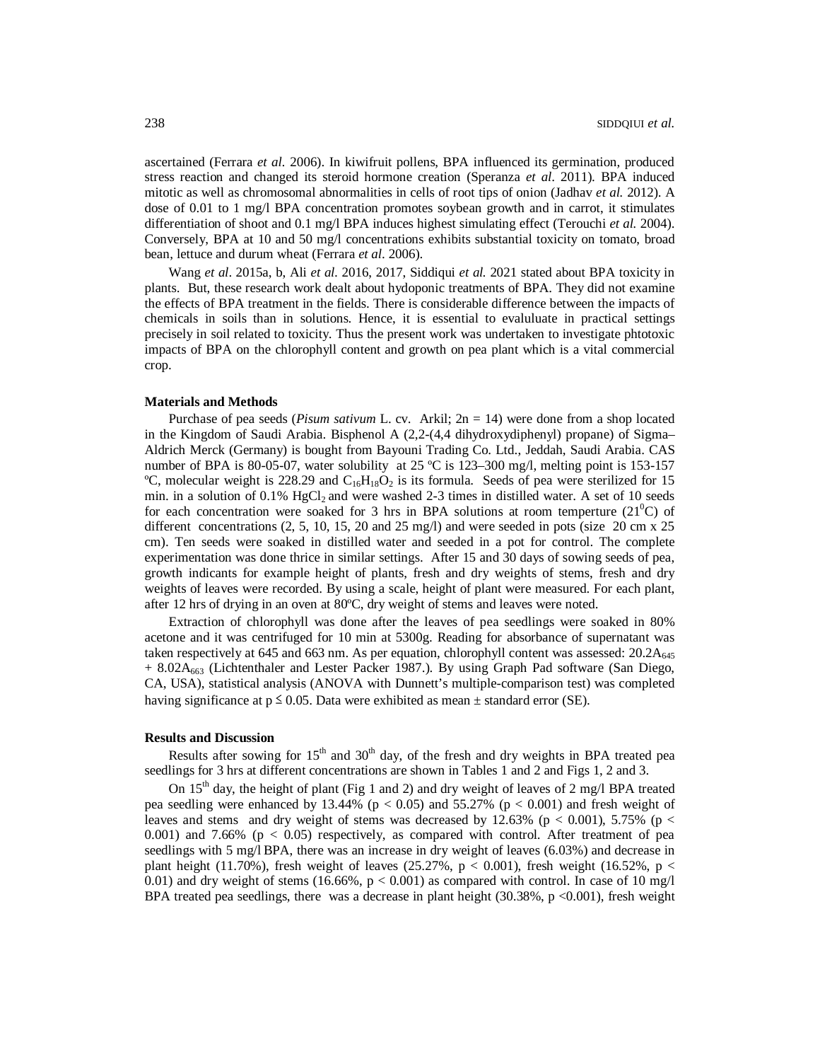ascertained (Ferrara *et al*. 2006). In kiwifruit pollens, BPA influenced its germination, produced stress reaction and changed its steroid hormone creation (Speranza *et al*. 2011). BPA induced mitotic as well as chromosomal abnormalities in cells of root tips of onion (Jadhav *et al.* 2012). A dose of 0.01 to 1 mg/l BPA concentration promotes soybean growth and in carrot, it stimulates differentiation of shoot and 0.1 mg/l BPA induces highest simulating effect (Terouchi *et al.* 2004). Conversely, BPA at 10 and 50 mg/l concentrations exhibits substantial toxicity on tomato, broad bean, lettuce and durum wheat (Ferrara *et al*. 2006).

Wang *et al*. 2015a, b, Ali *et al*. 2016, 2017, Siddiqui *et al.* 2021 stated about BPA toxicity in plants. But, these research work dealt about hydoponic treatments of BPA. They did not examine the effects of BPA treatment in the fields. There is considerable difference between the impacts of chemicals in soils than in solutions. Hence, it is essential to evaluluate in practical settings precisely in soil related to toxicity. Thus the present work was undertaken to investigate phtotoxic impacts of BPA on the chlorophyll content and growth on pea plant which is a vital commercial crop.

## Materials and Methods

Purchase of pea seeds (*Pisum sativum* L. cv. Arkil; 2n = 14) were done from a shop located in the Kingdom of Saudi Arabia. Bisphenol A (2,2-(4,4 dihydroxydiphenyl) propane) of Sigma–Aldrich Merck (Germany) is bought from Bayouni Trading Co. Ltd., Jeddah, Saudi Arabia. CAS number of BPA is 80-05-07, water solubility at 25 ºC is 123–300 mg/l, melting point is 153-157 ºC, molecular weight is 228.29 and $C_{16}H_{18}O_2$ is its formula. Seeds of pea were sterilized for 15 min. in a solution of 0.1% $HgCl_2$ and were washed 2-3 times in distilled water. A set of 10 seeds for each concentration were soaked for 3 hrs in BPA solutions at room temperture ($21^0$C) of different concentrations (2, 5, 10, 15, 20 and 25 mg/l) and were seeded in pots (size 20 cm x 25 cm). Ten seeds were soaked in distilled water and seeded in a pot for control. The complete experimentation was done thrice in similar settings. After 15 and 30 days of sowing seeds of pea, growth indicants for example height of plants, fresh and dry weights of stems, fresh and dry weights of leaves were recorded. By using a scale, height of plant were measured. For each plant, after 12 hrs of drying in an oven at 80ºC, dry weight of stems and leaves were noted.

Extraction of chlorophyll was done after the leaves of pea seedlings were soaked in 80% acetone and it was centrifuged for 10 min at 5300g. Reading for absorbance of supernatant was taken respectively at 645 and 663 nm. As per equation, chlorophyll content was assessed: $20.2A_{645} + 8.02A_{663}$ (Lichtenthaler and Lester Packer 1987.). By using Graph Pad software (San Diego, CA, USA), statistical analysis (ANOVA with Dunnett's multiple-comparison test) was completed having significance at $p \leq 0.05$. Data were exhibited as mean ± standard error (SE).

## Results and Discussion

Results after sowing for 15th and 30th day, of the fresh and dry weights in BPA treated pea seedlings for 3 hrs at different concentrations are shown in Tables 1 and 2 and Figs 1, 2 and 3.

On 15th day, the height of plant (Fig 1 and 2) and dry weight of leaves of 2 mg/l BPA treated pea seedling were enhanced by 13.44% ($p < 0.05$) and 55.27% ($p < 0.001$) and fresh weight of leaves and stems and dry weight of stems was decreased by 12.63% ($p < 0.001$), 5.75% ($p < 0.001$) and 7.66% ($p < 0.05$) respectively, as compared with control. After treatment of pea seedlings with 5 mg/l BPA, there was an increase in dry weight of leaves (6.03%) and decrease in plant height (11.70%), fresh weight of leaves (25.27%, $p < 0.001$), fresh weight (16.52%, $p < 0.01$) and dry weight of stems (16.66%, $p < 0.001$) as compared with control. In case of 10 mg/l BPA treated pea seedlings, there was a decrease in plant height (30.38%, $p < 0.001$), fresh weight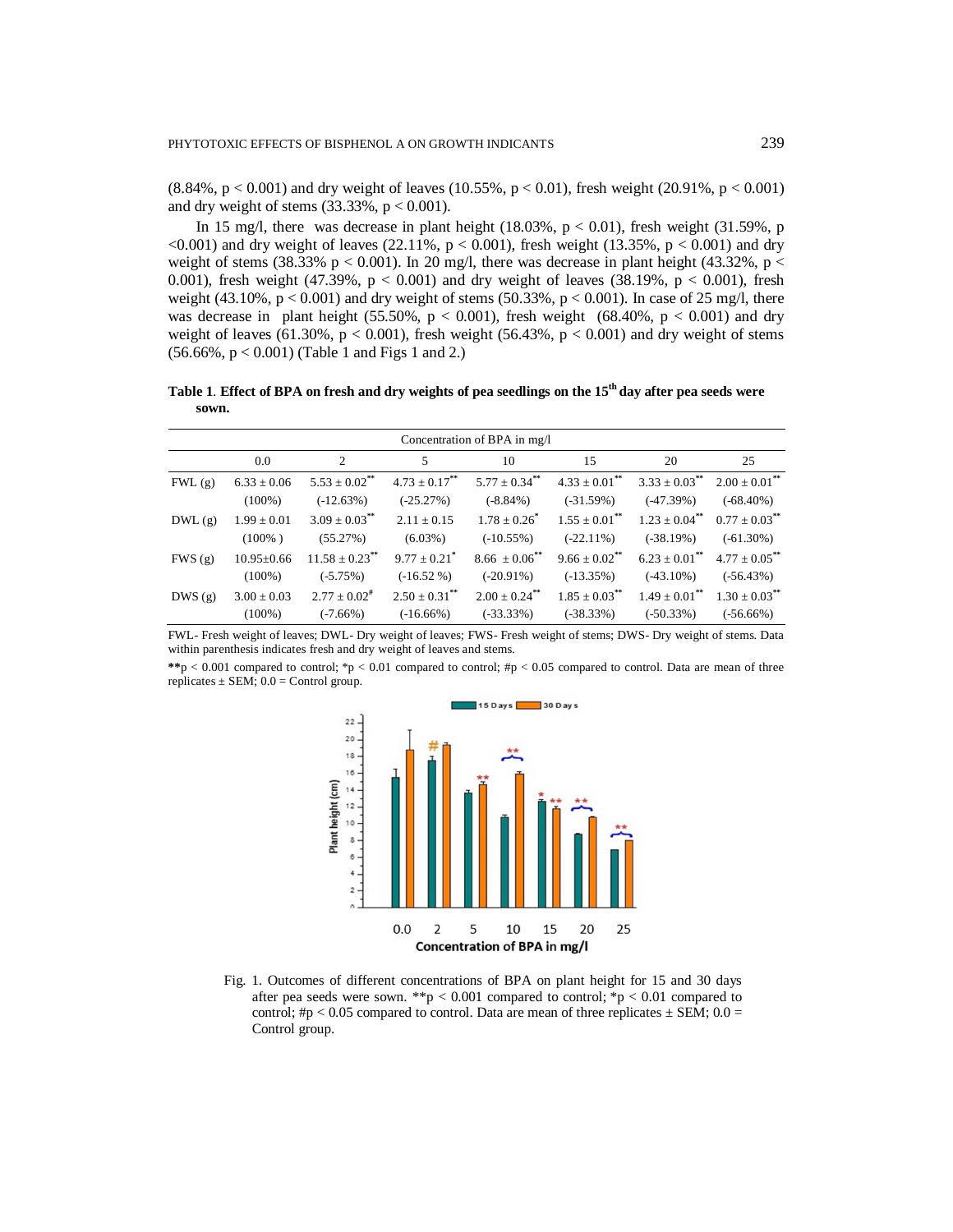(8.84%, $p < 0.001$) and dry weight of leaves (10.55%, $p < 0.01$), fresh weight (20.91%, $p < 0.001$) and dry weight of stems (33.33%, $p < 0.001$).

In 15 mg/l, there was decrease in plant height (18.03%, $p < 0.01$), fresh weight (31.59%, $p < 0.001$) and dry weight of leaves (22.11%, $p < 0.001$), fresh weight (13.35%, $p < 0.001$) and dry weight of stems (38.33% $p < 0.001$). In 20 mg/l, there was decrease in plant height (43.32%, $p < 0.001$), fresh weight (47.39%, $p < 0.001$) and dry weight of leaves (38.19%, $p < 0.001$), fresh weight (43.10%, $p < 0.001$) and dry weight of stems (50.33%, $p < 0.001$). In case of 25 mg/l, there was decrease in plant height (55.50%, $p < 0.001$), fresh weight (68.40%, $p < 0.001$) and dry weight of leaves (61.30%, $p < 0.001$), fresh weight (56.43%, $p < 0.001$) and dry weight of stems (56.66%, $p < 0.001$) (Table 1 and Figs 1 and 2.)

**Table 1. Effect of BPA on fresh and dry weights of pea seedlings on the 15th day after pea seeds were sown.**

| | Concentration of BPA in mg/l | | | | | | |
|---|---|---|---|---|---|---|---|
| | 0.0 | 2 | 5 | 10 | 15 | 20 | 25 |
| FWL (g) | 6.33 ± 0.06 (100%) | 5.53 ± 0.02** (-12.63%) | 4.73 ± 0.17** (-25.27%) | 5.77 ± 0.34** (-8.84%) | 4.33 ± 0.01** (-31.59%) | 3.33 ± 0.03** (-47.39%) | 2.00 ± 0.01** (-68.40%) |
| DWL (g) | 1.99 ± 0.01 (100% ) | 3.09 ± 0.03** (55.27%) | 2.11 ± 0.15 (6.03%) | 1.78 ± 0.26* (-10.55%) | 1.55 ± 0.01** (-22.11%) | 1.23 ± 0.04** (-38.19%) | 0.77 ± 0.03** (-61.30%) |
| FWS (g) | 10.95±0.66 (100%) | 11.58 ± 0.23** (-5.75%) | 9.77 ± 0.21* (-16.52 %) | 8.66 ± 0.06** (-20.91%) | 9.66 ± 0.02** (-13.35%) | 6.23 ± 0.01** (-43.10%) | 4.77 ± 0.05** (-56.43%) |
| DWS (g) | 3.00 ± 0.03 (100%) | 2.77 ± 0.02# (-7.66%) | 2.50 ± 0.31** (-16.66%) | 2.00 ± 0.24** (-33.33%) | 1.85 ± 0.03** (-38.33%) | 1.49 ± 0.01** (-50.33%) | 1.30 ± 0.03** (-56.66%) |

FWL- Fresh weight of leaves; DWL- Dry weight of leaves; FWS- Fresh weight of stems; DWS- Dry weight of stems. Data within parenthesis indicates fresh and dry weight of leaves and stems.

**$p < 0.001$ compared to control; *$p < 0.01$ compared to control; #$p < 0.05$ compared to control. Data are mean of three replicates ± SEM; 0.0 = Control group.

15 Days
30 Days
Plant height (cm)
0
2
4
6
8
10
12
14
16
18
20
22
#
**
**
*
**
**
**
0.0
2
5
10
15
20
25
Concentration of BPA in mg/l

Fig. 1. Outcomes of different concentrations of BPA on plant height for 15 and 30 days after pea seeds were sown. **$p < 0.001$ compared to control; *$p < 0.01$ compared to control; #$p < 0.05$ compared to control. Data are mean of three replicates ± SEM; 0.0 = Control group.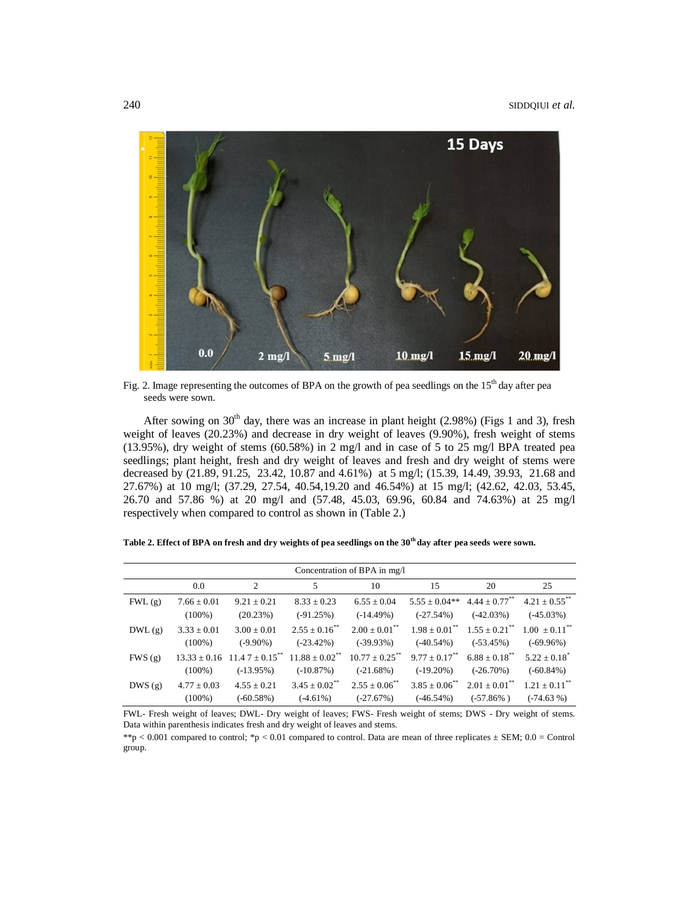Fig. 2. Image representing the outcomes of BPA on the growth of pea seedlings on the 15th day after pea seeds were sown.

After sowing on 30th day, there was an increase in plant height (2.98%) (Figs 1 and 3), fresh weight of leaves (20.23%) and decrease in dry weight of leaves (9.90%), fresh weight of stems (13.95%), dry weight of stems (60.58%) in 2 mg/l and in case of 5 to 25 mg/l BPA treated pea seedlings; plant height, fresh and dry weight of leaves and fresh and dry weight of stems were decreased by (21.89, 91.25, 23.42, 10.87 and 4.61%) at 5 mg/l; (15.39, 14.49, 39.93, 21.68 and 27.67%) at 10 mg/l; (37.29, 27.54, 40.54,19.20 and 46.54%) at 15 mg/l; (42.62, 42.03, 53.45, 26.70 and 57.86 %) at 20 mg/l and (57.48, 45.03, 69.96, 60.84 and 74.63%) at 25 mg/l respectively when compared to control as shown in (Table 2.)

**Table 2. Effect of BPA on fresh and dry weights of pea seedlings on the 30th day after pea seeds were sown.**

| | Concentration of BPA in mg/l | | | | | | |
|---|---|---|---|---|---|---|---|
| | 0.0 | 2 | 5 | 10 | 15 | 20 | 25 |
| FWL (g) | 7.66 ± 0.01 | 9.21 ± 0.21 | 8.33 ± 0.23 | 6.55 ± 0.04 | 5.55 ± 0.04** | 4.44 ± 0.77** | 4.21 ± 0.55** |
| | (100%) | (20.23%) | (-91.25%) | (-14.49%) | (-27.54%) | (-42.03%) | (-45.03%) |
| DWL (g) | 3.33 ± 0.01 | 3.00 ± 0.01 | 2.55 ± 0.16** | 2.00 ± 0.01** | 1.98 ± 0.01** | 1.55 ± 0.21** | 1.00 ± 0.11** |
| | (100%) | (-9.90%) | (-23.42%) | (-39.93%) | (-40.54%) | (-53.45%) | (-69.96%) |
| FWS (g) | 13.33 ± 0.16 | 11.4 7 ± 0.15** | 11.88 ± 0.02** | 10.77 ± 0.25** | 9.77 ± 0.17** | 6.88 ± 0.18** | 5.22 ± 0.18* |
| | (100%) | (-13.95%) | (-10.87%) | (-21.68%) | (-19.20%) | (-26.70%) | (-60.84%) |
| DWS (g) | 4.77 ± 0.03 | 4.55 ± 0.21 | 3.45 ± 0.02** | 2.55 ± 0.06** | 3.85 ± 0.06** | 2.01 ± 0.01** | 1.21 ± 0.11** |
| | (100%) | (-60.58%) | (-4.61%) | (-27.67%) | (-46.54%) | (-57.86% ) | (-74.63 %) |

FWL- Fresh weight of leaves; DWL- Dry weight of leaves; FWS- Fresh weight of stems; DWS - Dry weight of stems. Data within parenthesis indicates fresh and dry weight of leaves and stems.

**$p < 0.001$ compared to control; *$p < 0.01$ compared to control. Data are mean of three replicates ± SEM; 0.0 = Control group.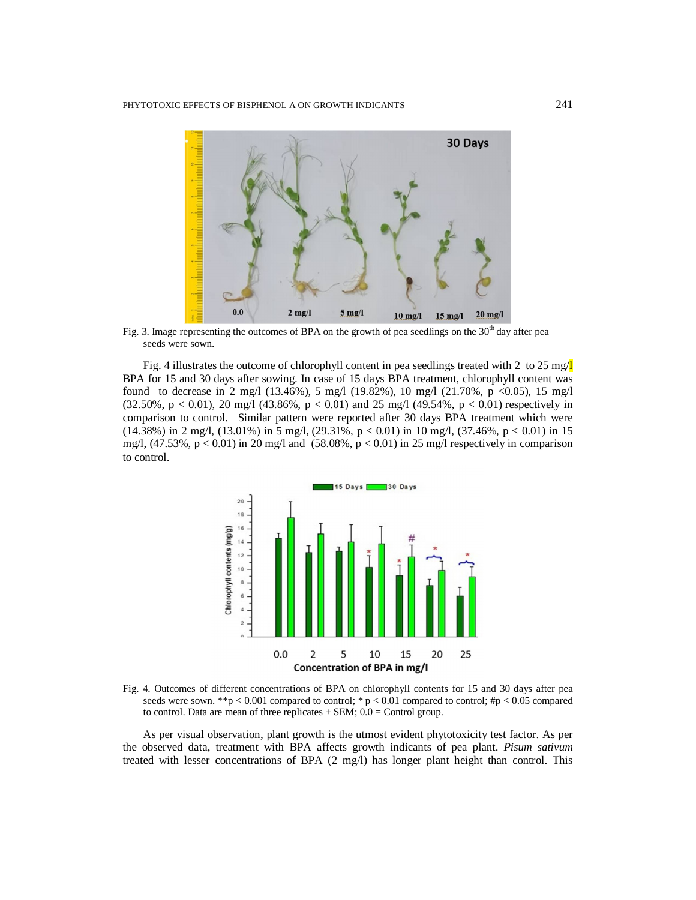30 Days

0.0 2 mg/l 5 mg/l 10 mg/l 15 mg/l 20 mg/l

Fig. 3. Image representing the outcomes of BPA on the growth of pea seedlings on the 30th day after pea seeds were sown.

Fig. 4 illustrates the outcome of chlorophyll content in pea seedlings treated with 2 to 25 mg/l BPA for 15 and 30 days after sowing. In case of 15 days BPA treatment, chlorophyll content was found to decrease in 2 mg/l (13.46%), 5 mg/l (19.82%), 10 mg/l (21.70%, $p < 0.05$), 15 mg/l (32.50%, $p < 0.01$), 20 mg/l (43.86%, $p < 0.01$) and 25 mg/l (49.54%, $p < 0.01$) respectively in comparison to control. Similar pattern were reported after 30 days BPA treatment which were (14.38%) in 2 mg/l, (13.01%) in 5 mg/l, (29.31%, $p < 0.01$) in 10 mg/l, (37.46%, $p < 0.01$) in 15 mg/l, (47.53%, $p < 0.01$) in 20 mg/l and (58.08%, $p < 0.01$) in 25 mg/l respectively in comparison to control.

15 Days 30 Days

Chlorophyll contents (mg/g)

0 2 4 6 8 10 12 14 16 18 20

0.0 2 5 10 15 20 25

Concentration of BPA in mg/l

Fig. 4. Outcomes of different concentrations of BPA on chlorophyll contents for 15 and 30 days after pea seeds were sown. ** $p < 0.001$ compared to control; * $p < 0.01$ compared to control; # $p < 0.05$ compared to control. Data are mean of three replicates ± SEM; 0.0 = Control group.

As per visual observation, plant growth is the utmost evident phytotoxicity test factor. As per the observed data, treatment with BPA affects growth indicants of pea plant. *Pisum sativum* treated with lesser concentrations of BPA (2 mg/l) has longer plant height than control. This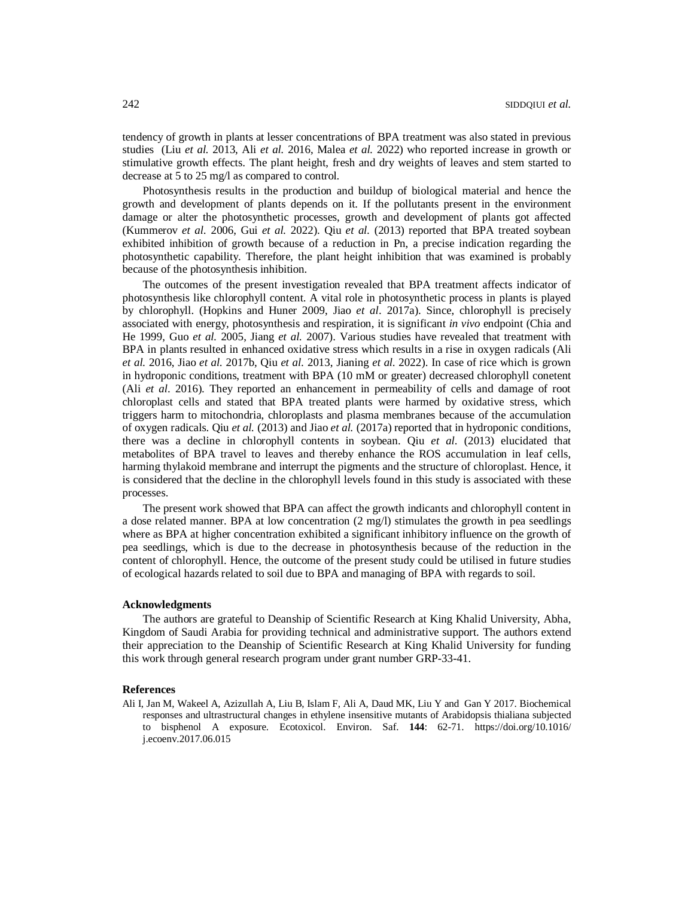tendency of growth in plants at lesser concentrations of BPA treatment was also stated in previous studies (Liu *et al.* 2013, Ali *et al.* 2016, Malea *et al.* 2022) who reported increase in growth or stimulative growth effects. The plant height, fresh and dry weights of leaves and stem started to decrease at 5 to 25 mg/l as compared to control.

Photosynthesis results in the production and buildup of biological material and hence the growth and development of plants depends on it. If the pollutants present in the environment damage or alter the photosynthetic processes, growth and development of plants got affected (Kummerov *et al.* 2006, Gui *et al.* 2022). Qiu *et al.* (2013) reported that BPA treated soybean exhibited inhibition of growth because of a reduction in Pn, a precise indication regarding the photosynthetic capability. Therefore, the plant height inhibition that was examined is probably because of the photosynthesis inhibition.

The outcomes of the present investigation revealed that BPA treatment affects indicator of photosynthesis like chlorophyll content. A vital role in photosynthetic process in plants is played by chlorophyll. (Hopkins and Huner 2009, Jiao *et al*. 2017a). Since, chlorophyll is precisely associated with energy, photosynthesis and respiration, it is significant *in vivo* endpoint (Chia and He 1999, Guo *et al.* 2005, Jiang *et al.* 2007). Various studies have revealed that treatment with BPA in plants resulted in enhanced oxidative stress which results in a rise in oxygen radicals (Ali *et al.* 2016, Jiao *et al.* 2017b, Qiu *et al.* 2013, Jianing *et al.* 2022). In case of rice which is grown in hydroponic conditions, treatment with BPA (10 mM or greater) decreased chlorophyll conetent (Ali *et al*. 2016). They reported an enhancement in permeability of cells and damage of root chloroplast cells and stated that BPA treated plants were harmed by oxidative stress, which triggers harm to mitochondria, chloroplasts and plasma membranes because of the accumulation of oxygen radicals. Qiu *et al.* (2013) and Jiao *et al.* (2017a) reported that in hydroponic conditions, there was a decline in chlorophyll contents in soybean. Qiu *et al*. (2013) elucidated that metabolites of BPA travel to leaves and thereby enhance the ROS accumulation in leaf cells, harming thylakoid membrane and interrupt the pigments and the structure of chloroplast. Hence, it is considered that the decline in the chlorophyll levels found in this study is associated with these processes.

The present work showed that BPA can affect the growth indicants and chlorophyll content in a dose related manner. BPA at low concentration (2 mg/l) stimulates the growth in pea seedlings where as BPA at higher concentration exhibited a significant inhibitory influence on the growth of pea seedlings, which is due to the decrease in photosynthesis because of the reduction in the content of chlorophyll. Hence, the outcome of the present study could be utilised in future studies of ecological hazards related to soil due to BPA and managing of BPA with regards to soil.

## Acknowledgments

The authors are grateful to Deanship of Scientific Research at King Khalid University, Abha, Kingdom of Saudi Arabia for providing technical and administrative support. The authors extend their appreciation to the Deanship of Scientific Research at King Khalid University for funding this work through general research program under grant number GRP-33-41.

## References

Ali I, Jan M, Wakeel A, Azizullah A, Liu B, Islam F, Ali A, Daud MK, Liu Y and Gan Y 2017. Biochemical responses and ultrastructural changes in ethylene insensitive mutants of Arabidopsis thialiana subjected to bisphenol A exposure. Ecotoxicol. Environ. Saf. **144**: 62-71. https://doi.org/10.1016/j.ecoenv.2017.06.015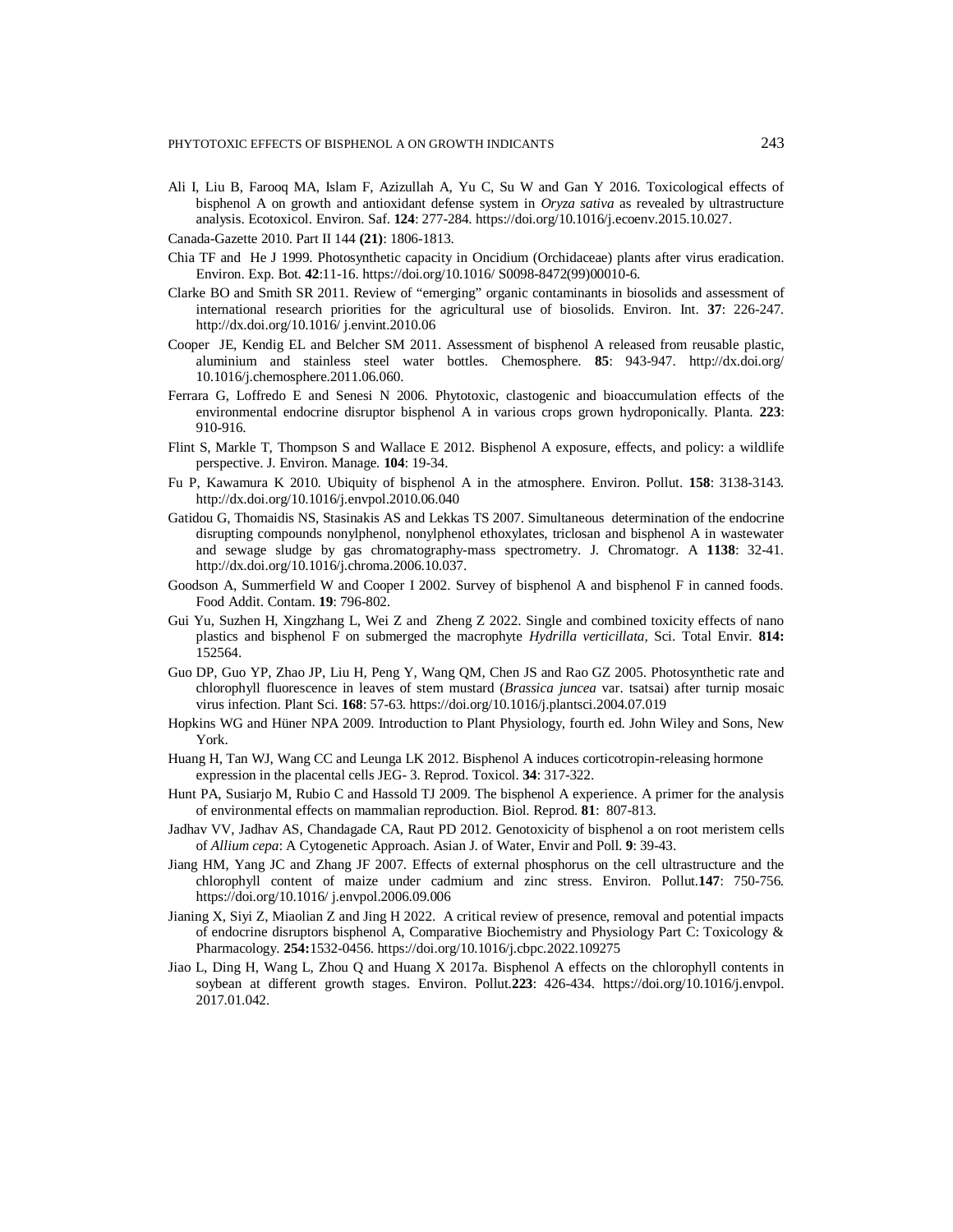Ali I, Liu B, Farooq MA, Islam F, Azizullah A, Yu C, Su W and Gan Y 2016. Toxicological effects of bisphenol A on growth and antioxidant defense system in *Oryza sativa* as revealed by ultrastructure analysis. Ecotoxicol. Environ. Saf. **124**: 277-284. https://doi.org/10.1016/j.ecoenv.2015.10.027.

Canada-Gazette 2010. Part II 144 **(21)**: 1806-1813.

Chia TF and He J 1999. Photosynthetic capacity in Oncidium (Orchidaceae) plants after virus eradication. Environ. Exp. Bot. **42**:11-16. https://doi.org/10.1016/ S0098-8472(99)00010-6.

Clarke BO and Smith SR 2011. Review of "emerging" organic contaminants in biosolids and assessment of international research priorities for the agricultural use of biosolids. Environ. Int. **37**: 226-247. http://dx.doi.org/10.1016/ j.envint.2010.06

Cooper JE, Kendig EL and Belcher SM 2011. Assessment of bisphenol A released from reusable plastic, aluminium and stainless steel water bottles. Chemosphere. **85**: 943-947. http://dx.doi.org/ 10.1016/j.chemosphere.2011.06.060.

Ferrara G, Loffredo E and Senesi N 2006. Phytotoxic, clastogenic and bioaccumulation effects of the environmental endocrine disruptor bisphenol A in various crops grown hydroponically. Planta. **223**: 910-916.

Flint S, Markle T, Thompson S and Wallace E 2012. Bisphenol A exposure, effects, and policy: a wildlife perspective. J. Environ. Manage. **104**: 19-34.

Fu P, Kawamura K 2010. Ubiquity of bisphenol A in the atmosphere. Environ. Pollut. **158**: 3138-3143. http://dx.doi.org/10.1016/j.envpol.2010.06.040

Gatidou G, Thomaidis NS, Stasinakis AS and Lekkas TS 2007. Simultaneous determination of the endocrine disrupting compounds nonylphenol, nonylphenol ethoxylates, triclosan and bisphenol A in wastewater and sewage sludge by gas chromatography-mass spectrometry. J. Chromatogr. A **1138**: 32-41. http://dx.doi.org/10.1016/j.chroma.2006.10.037.

Goodson A, Summerfield W and Cooper I 2002. Survey of bisphenol A and bisphenol F in canned foods. Food Addit. Contam. **19**: 796-802.

Gui Yu, Suzhen H, Xingzhang L, Wei Z and Zheng Z 2022. Single and combined toxicity effects of nano plastics and bisphenol F on submerged the macrophyte *Hydrilla verticillata,* Sci. Total Envir. **814:** 152564.

Guo DP, Guo YP, Zhao JP, Liu H, Peng Y, Wang QM, Chen JS and Rao GZ 2005. Photosynthetic rate and chlorophyll fluorescence in leaves of stem mustard (*Brassica juncea* var. tsatsai) after turnip mosaic virus infection. Plant Sci. **168**: 57-63. https://doi.org/10.1016/j.plantsci.2004.07.019

Hopkins WG and Hüner NPA 2009. Introduction to Plant Physiology, fourth ed. John Wiley and Sons, New York.

Huang H, Tan WJ, Wang CC and Leunga LK 2012. Bisphenol A induces corticotropin-releasing hormone expression in the placental cells JEG- 3. Reprod. Toxicol. **34**: 317-322.

Hunt PA, Susiarjo M, Rubio C and Hassold TJ 2009. The bisphenol A experience. A primer for the analysis of environmental effects on mammalian reproduction. Biol. Reprod. **81**: 807-813.

Jadhav VV, Jadhav AS, Chandagade CA, Raut PD 2012. Genotoxicity of bisphenol a on root meristem cells of *Allium cepa*: A Cytogenetic Approach. Asian J. of Water, Envir and Poll. **9**: 39-43.

Jiang HM, Yang JC and Zhang JF 2007. Effects of external phosphorus on the cell ultrastructure and the chlorophyll content of maize under cadmium and zinc stress. Environ. Pollut.**147**: 750-756. https://doi.org/10.1016/ j.envpol.2006.09.006

Jianing X, Siyi Z, Miaolian Z and Jing H 2022. A critical review of presence, removal and potential impacts of endocrine disruptors bisphenol A, Comparative Biochemistry and Physiology Part C: Toxicology & Pharmacology. **254:**1532-0456. https://doi.org/10.1016/j.cbpc.2022.109275

Jiao L, Ding H, Wang L, Zhou Q and Huang X 2017a. Bisphenol A effects on the chlorophyll contents in soybean at different growth stages. Environ. Pollut.**223**: 426-434. https://doi.org/10.1016/j.envpol. 2017.01.042.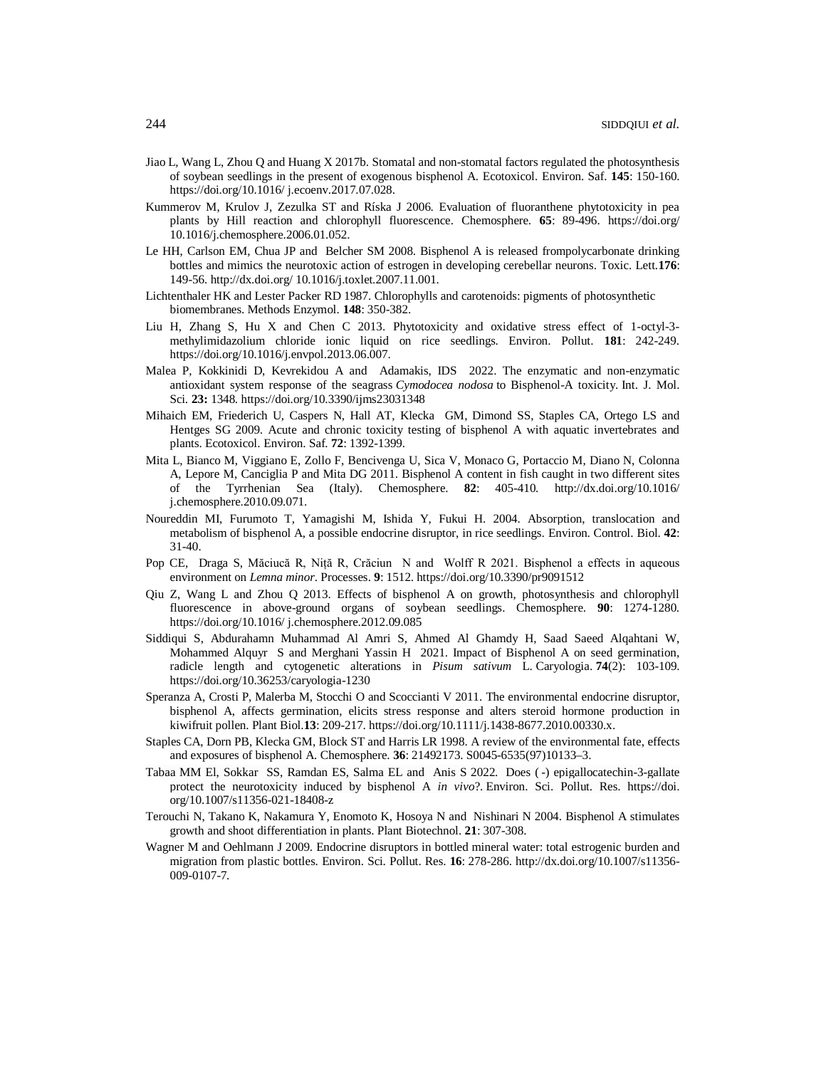Jiao L, Wang L, Zhou Q and Huang X 2017b. Stomatal and non-stomatal factors regulated the photosynthesis of soybean seedlings in the present of exogenous bisphenol A. Ecotoxicol. Environ. Saf. **145**: 150-160. https://doi.org/10.1016/ j.ecoenv.2017.07.028.

Kummerov M, Krulov J, Zezulka ST and Ríska J 2006. Evaluation of fluoranthene phytotoxicity in pea plants by Hill reaction and chlorophyll fluorescence. Chemosphere. **65**: 89-496. https://doi.org/ 10.1016/j.chemosphere.2006.01.052.

Le HH, Carlson EM, Chua JP and Belcher SM 2008. Bisphenol A is released frompolycarbonate drinking bottles and mimics the neurotoxic action of estrogen in developing cerebellar neurons. Toxic. Lett.**176**: 149-56. http://dx.doi.org/ 10.1016/j.toxlet.2007.11.001.

Lichtenthaler HK and Lester Packer RD 1987. Chlorophylls and carotenoids: pigments of photosynthetic biomembranes. Methods Enzymol. **148**: 350-382.

Liu H, Zhang S, Hu X and Chen C 2013. Phytotoxicity and oxidative stress effect of 1-octyl-3-methylimidazolium chloride ionic liquid on rice seedlings. Environ. Pollut. **181**: 242-249. https://doi.org/10.1016/j.envpol.2013.06.007.

Malea P, Kokkinidi D, Kevrekidou A and Adamakis, IDS 2022. The enzymatic and non-enzymatic antioxidant system response of the seagrass *Cymodocea nodosa* to Bisphenol-A toxicity. Int. J. Mol. Sci. **23:** 1348. https://doi.org/10.3390/ijms23031348

Mihaich EM, Friederich U, Caspers N, Hall AT, Klecka GM, Dimond SS, Staples CA, Ortego LS and Hentges SG 2009. Acute and chronic toxicity testing of bisphenol A with aquatic invertebrates and plants. Ecotoxicol. Environ. Saf. **72**: 1392-1399.

Mita L, Bianco M, Viggiano E, Zollo F, Bencivenga U, Sica V, Monaco G, Portaccio M, Diano N, Colonna A, Lepore M, Canciglia P and Mita DG 2011. Bisphenol A content in fish caught in two different sites of the Tyrrhenian Sea (Italy). Chemosphere. **82**: 405-410. http://dx.doi.org/10.1016/ j.chemosphere.2010.09.071.

Noureddin MI, Furumoto T, Yamagishi M, Ishida Y, Fukui H. 2004. Absorption, translocation and metabolism of bisphenol A, a possible endocrine disruptor, in rice seedlings. Environ. Control. Biol. **42**: 31-40.

Pop CE, Draga S, Măciucă R, Niță R, Crăciun N and Wolff R 2021. Bisphenol a effects in aqueous environment on *Lemna minor*. Processes. **9**: 1512. https://doi.org/10.3390/pr9091512

Qiu Z, Wang L and Zhou Q 2013. Effects of bisphenol A on growth, photosynthesis and chlorophyll fluorescence in above-ground organs of soybean seedlings. Chemosphere. **90**: 1274-1280. https://doi.org/10.1016/ j.chemosphere.2012.09.085

Siddiqui S, Abdurahamn Muhammad Al Amri S, Ahmed Al Ghamdy H, Saad Saeed Alqahtani W, Mohammed Alquyr S and Merghani Yassin H 2021. Impact of Bisphenol A on seed germination, radicle length and cytogenetic alterations in *Pisum sativum* L. Caryologia. **74**(2): 103-109. https://doi.org/10.36253/caryologia-1230

Speranza A, Crosti P, Malerba M, Stocchi O and Scoccianti V 2011. The environmental endocrine disruptor, bisphenol A, affects germination, elicits stress response and alters steroid hormone production in kiwifruit pollen. Plant Biol.**13**: 209-217. https://doi.org/10.1111/j.1438-8677.2010.00330.x.

Staples CA, Dorn PB, Klecka GM, Block ST and Harris LR 1998. A review of the environmental fate, effects and exposures of bisphenol A. Chemosphere. **36**: 21492173. S0045-6535(97)10133–3.

Tabaa MM El, Sokkar SS, Ramdan ES, Salma EL and Anis S 2022. Does (-) epigallocatechin-3-gallate protect the neurotoxicity induced by bisphenol A *in vivo*?. Environ. Sci. Pollut. Res. https://doi. org/10.1007/s11356-021-18408-z

Terouchi N, Takano K, Nakamura Y, Enomoto K, Hosoya N and Nishinari N 2004. Bisphenol A stimulates growth and shoot differentiation in plants. Plant Biotechnol. **21**: 307-308.

Wagner M and Oehlmann J 2009. Endocrine disruptors in bottled mineral water: total estrogenic burden and migration from plastic bottles. Environ. Sci. Pollut. Res. **16**: 278-286. http://dx.doi.org/10.1007/s11356-009-0107-7.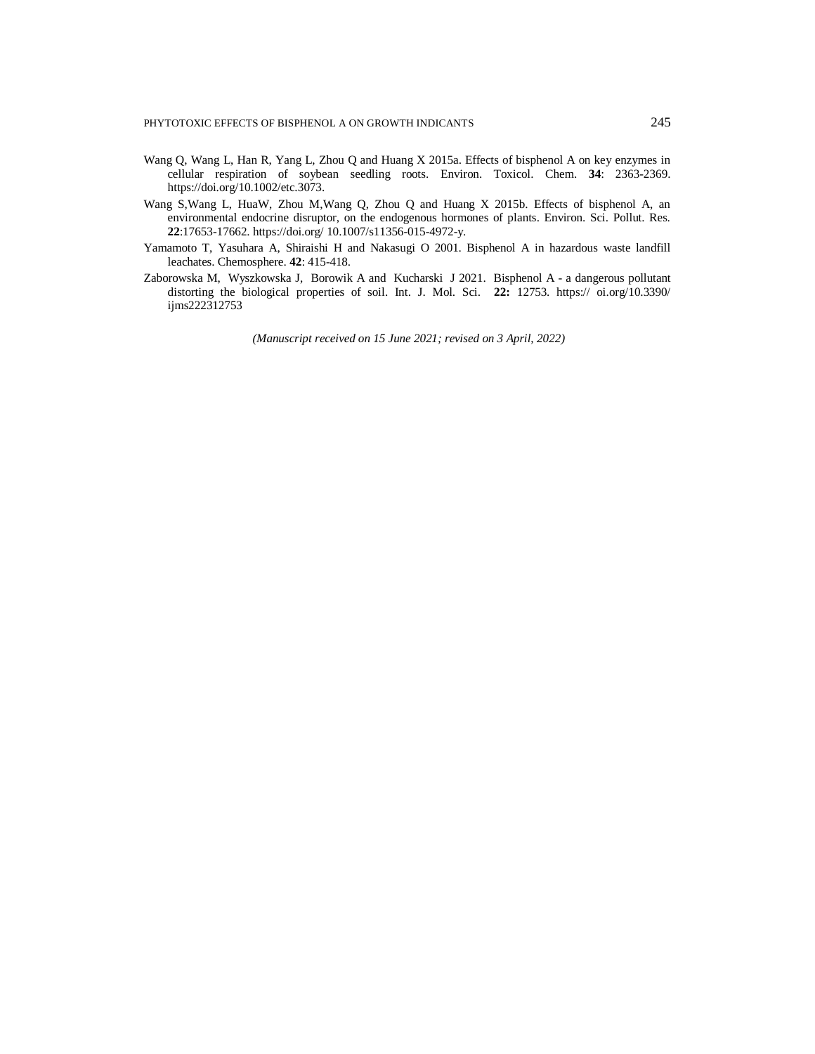Wang Q, Wang L, Han R, Yang L, Zhou Q and Huang X 2015a. Effects of bisphenol A on key enzymes in cellular respiration of soybean seedling roots. Environ. Toxicol. Chem. **34**: 2363-2369. https://doi.org/10.1002/etc.3073.

Wang S,Wang L, HuaW, Zhou M,Wang Q, Zhou Q and Huang X 2015b. Effects of bisphenol A, an environmental endocrine disruptor, on the endogenous hormones of plants. Environ. Sci. Pollut. Res. **22**:17653-17662. https://doi.org/ 10.1007/s11356-015-4972-y.

Yamamoto T, Yasuhara A, Shiraishi H and Nakasugi O 2001. Bisphenol A in hazardous waste landfill leachates. Chemosphere. **42**: 415-418.

Zaborowska M, Wyszkowska J, Borowik A and Kucharski J 2021. Bisphenol A - a dangerous pollutant distorting the biological properties of soil. Int. J. Mol. Sci. **22:** 12753. https:// oi.org/10.3390/ ijms222312753

*(Manuscript received on 15 June 2021; revised on 3 April, 2022)*